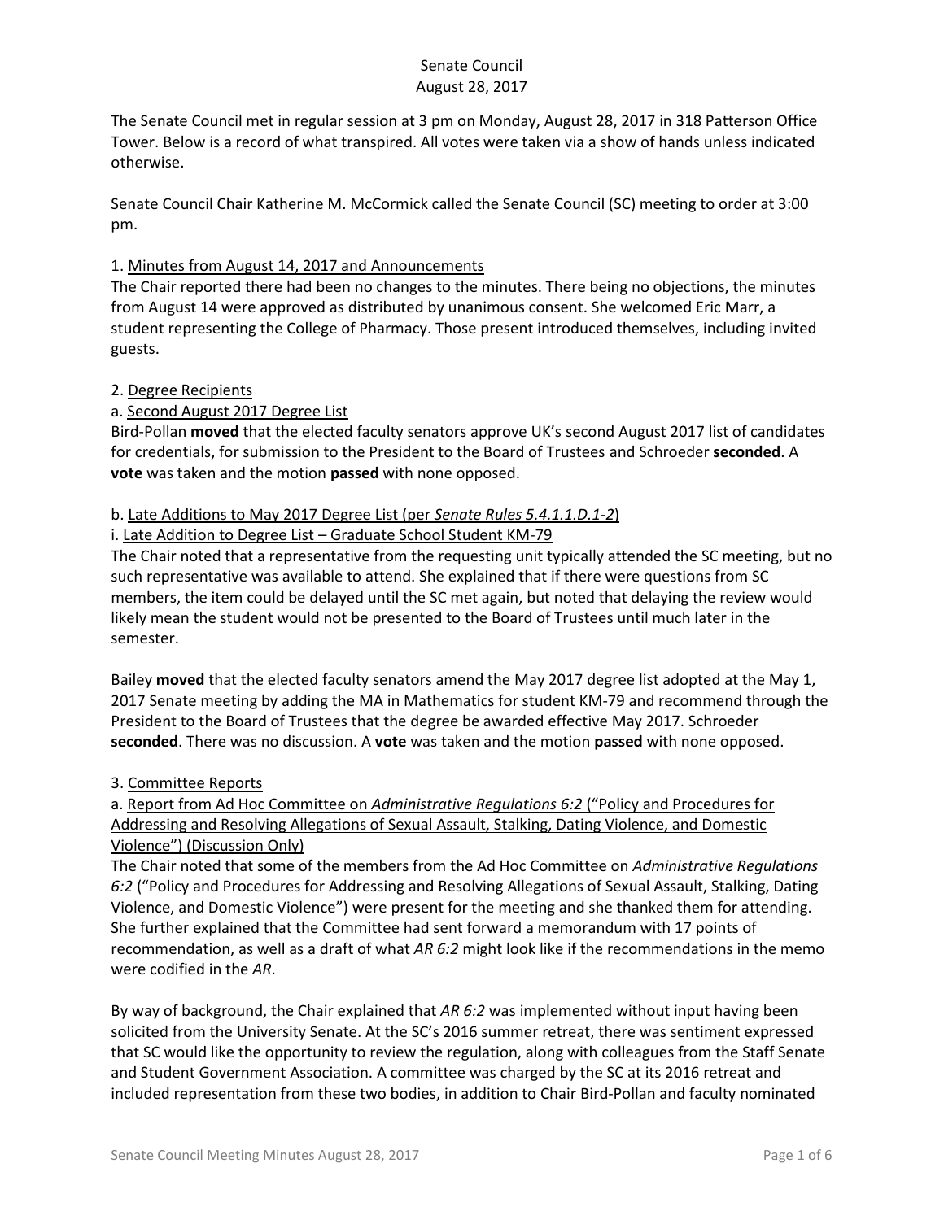# Senate Council
## August 28, 2017

The Senate Council met in regular session at 3 pm on Monday, August 28, 2017 in 318 Patterson Office Tower. Below is a record of what transpired. All votes were taken via a show of hands unless indicated otherwise.

Senate Council Chair Katherine M. McCormick called the Senate Council (SC) meeting to order at 3:00 pm.

1. Minutes from August 14, 2017 and Announcements

The Chair reported there had been no changes to the minutes. There being no objections, the minutes from August 14 were approved as distributed by unanimous consent. She welcomed Eric Marr, a student representing the College of Pharmacy. Those present introduced themselves, including invited guests.

2. Degree Recipients

a. Second August 2017 Degree List

Bird-Pollan **moved** that the elected faculty senators approve UK's second August 2017 list of candidates for credentials, for submission to the President to the Board of Trustees and Schroeder **seconded**. A **vote** was taken and the motion **passed** with none opposed.

b. Late Additions to May 2017 Degree List (per *Senate Rules 5.4.1.1.D.1-2*)

i. Late Addition to Degree List – Graduate School Student KM-79

The Chair noted that a representative from the requesting unit typically attended the SC meeting, but no such representative was available to attend. She explained that if there were questions from SC members, the item could be delayed until the SC met again, but noted that delaying the review would likely mean the student would not be presented to the Board of Trustees until much later in the semester.

Bailey **moved** that the elected faculty senators amend the May 2017 degree list adopted at the May 1, 2017 Senate meeting by adding the MA in Mathematics for student KM-79 and recommend through the President to the Board of Trustees that the degree be awarded effective May 2017. Schroeder **seconded**. There was no discussion. A **vote** was taken and the motion **passed** with none opposed.

3. Committee Reports

a. Report from Ad Hoc Committee on *Administrative Regulations 6:2* ("Policy and Procedures for Addressing and Resolving Allegations of Sexual Assault, Stalking, Dating Violence, and Domestic Violence") (Discussion Only)

The Chair noted that some of the members from the Ad Hoc Committee on *Administrative Regulations 6:2* ("Policy and Procedures for Addressing and Resolving Allegations of Sexual Assault, Stalking, Dating Violence, and Domestic Violence") were present for the meeting and she thanked them for attending. She further explained that the Committee had sent forward a memorandum with 17 points of recommendation, as well as a draft of what *AR 6:2* might look like if the recommendations in the memo were codified in the *AR*.

By way of background, the Chair explained that *AR 6:2* was implemented without input having been solicited from the University Senate. At the SC's 2016 summer retreat, there was sentiment expressed that SC would like the opportunity to review the regulation, along with colleagues from the Staff Senate and Student Government Association. A committee was charged by the SC at its 2016 retreat and included representation from these two bodies, in addition to Chair Bird-Pollan and faculty nominated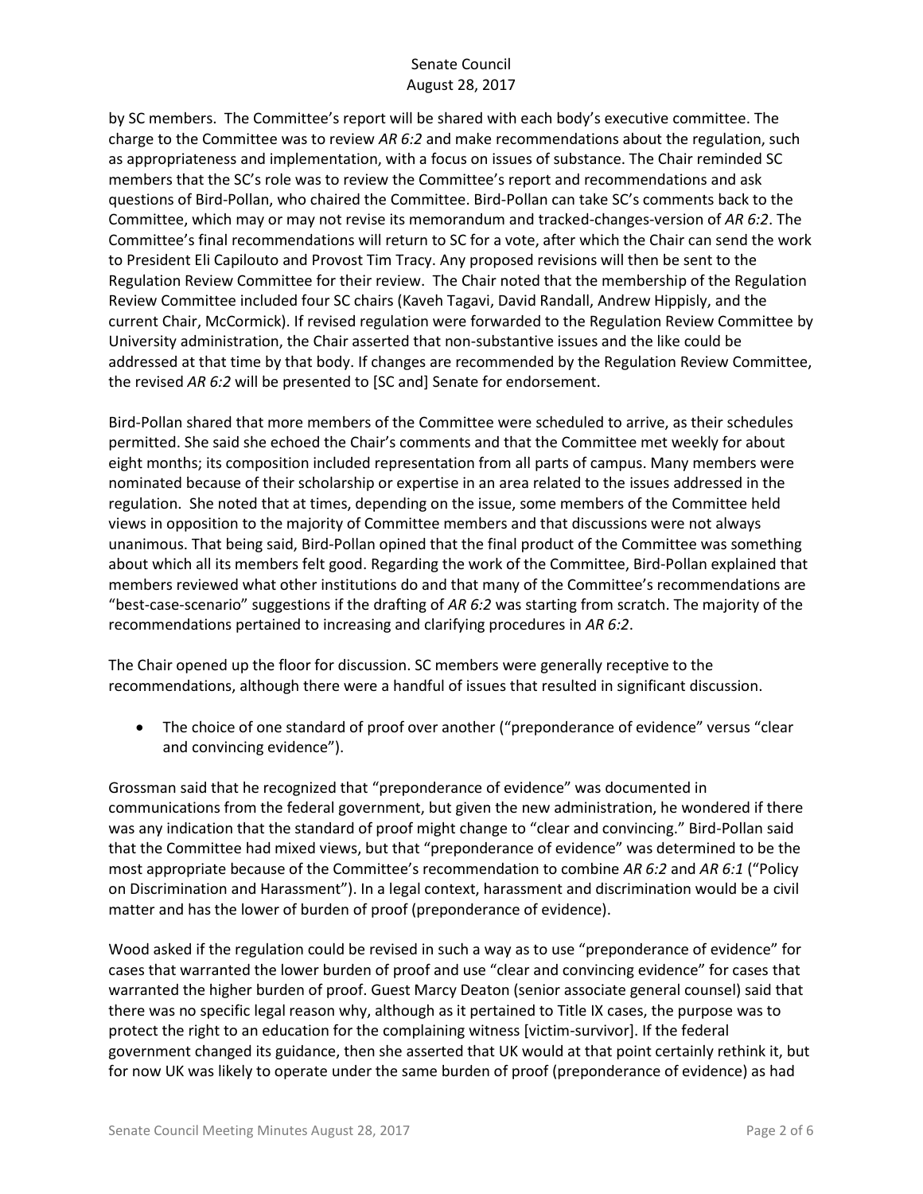by SC members. The Committee's report will be shared with each body's executive committee. The charge to the Committee was to review *AR 6:2* and make recommendations about the regulation, such as appropriateness and implementation, with a focus on issues of substance. The Chair reminded SC members that the SC's role was to review the Committee's report and recommendations and ask questions of Bird-Pollan, who chaired the Committee. Bird-Pollan can take SC's comments back to the Committee, which may or may not revise its memorandum and tracked-changes-version of *AR 6:2*. The Committee's final recommendations will return to SC for a vote, after which the Chair can send the work to President Eli Capilouto and Provost Tim Tracy. Any proposed revisions will then be sent to the Regulation Review Committee for their review. The Chair noted that the membership of the Regulation Review Committee included four SC chairs (Kaveh Tagavi, David Randall, Andrew Hippisly, and the current Chair, McCormick). If revised regulation were forwarded to the Regulation Review Committee by University administration, the Chair asserted that non-substantive issues and the like could be addressed at that time by that body. If changes are recommended by the Regulation Review Committee, the revised *AR 6:2* will be presented to [SC and] Senate for endorsement.

Bird-Pollan shared that more members of the Committee were scheduled to arrive, as their schedules permitted. She said she echoed the Chair's comments and that the Committee met weekly for about eight months; its composition included representation from all parts of campus. Many members were nominated because of their scholarship or expertise in an area related to the issues addressed in the regulation. She noted that at times, depending on the issue, some members of the Committee held views in opposition to the majority of Committee members and that discussions were not always unanimous. That being said, Bird-Pollan opined that the final product of the Committee was something about which all its members felt good. Regarding the work of the Committee, Bird-Pollan explained that members reviewed what other institutions do and that many of the Committee's recommendations are "best-case-scenario" suggestions if the drafting of *AR 6:2* was starting from scratch. The majority of the recommendations pertained to increasing and clarifying procedures in *AR 6:2*.

The Chair opened up the floor for discussion. SC members were generally receptive to the recommendations, although there were a handful of issues that resulted in significant discussion.

- The choice of one standard of proof over another ("preponderance of evidence" versus "clear and convincing evidence").

Grossman said that he recognized that "preponderance of evidence" was documented in communications from the federal government, but given the new administration, he wondered if there was any indication that the standard of proof might change to "clear and convincing." Bird-Pollan said that the Committee had mixed views, but that "preponderance of evidence" was determined to be the most appropriate because of the Committee's recommendation to combine *AR 6:2* and *AR 6:1* ("Policy on Discrimination and Harassment"). In a legal context, harassment and discrimination would be a civil matter and has the lower of burden of proof (preponderance of evidence).

Wood asked if the regulation could be revised in such a way as to use "preponderance of evidence" for cases that warranted the lower burden of proof and use "clear and convincing evidence" for cases that warranted the higher burden of proof. Guest Marcy Deaton (senior associate general counsel) said that there was no specific legal reason why, although as it pertained to Title IX cases, the purpose was to protect the right to an education for the complaining witness [victim-survivor]. If the federal government changed its guidance, then she asserted that UK would at that point certainly rethink it, but for now UK was likely to operate under the same burden of proof (preponderance of evidence) as had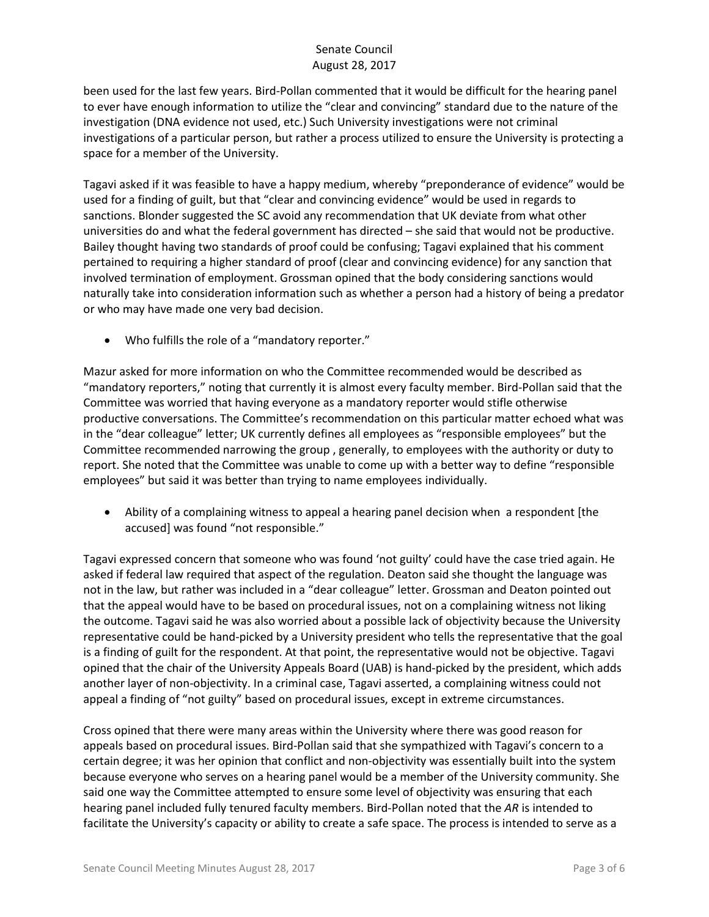been used for the last few years. Bird-Pollan commented that it would be difficult for the hearing panel to ever have enough information to utilize the "clear and convincing" standard due to the nature of the investigation (DNA evidence not used, etc.) Such University investigations were not criminal investigations of a particular person, but rather a process utilized to ensure the University is protecting a space for a member of the University.

Tagavi asked if it was feasible to have a happy medium, whereby "preponderance of evidence" would be used for a finding of guilt, but that "clear and convincing evidence" would be used in regards to sanctions. Blonder suggested the SC avoid any recommendation that UK deviate from what other universities do and what the federal government has directed – she said that would not be productive. Bailey thought having two standards of proof could be confusing; Tagavi explained that his comment pertained to requiring a higher standard of proof (clear and convincing evidence) for any sanction that involved termination of employment. Grossman opined that the body considering sanctions would naturally take into consideration information such as whether a person had a history of being a predator or who may have made one very bad decision.

- Who fulfills the role of a "mandatory reporter."

Mazur asked for more information on who the Committee recommended would be described as "mandatory reporters," noting that currently it is almost every faculty member. Bird-Pollan said that the Committee was worried that having everyone as a mandatory reporter would stifle otherwise productive conversations. The Committee's recommendation on this particular matter echoed what was in the "dear colleague" letter; UK currently defines all employees as "responsible employees" but the Committee recommended narrowing the group , generally, to employees with the authority or duty to report. She noted that the Committee was unable to come up with a better way to define "responsible employees" but said it was better than trying to name employees individually.

- Ability of a complaining witness to appeal a hearing panel decision when a respondent [the accused] was found "not responsible."

Tagavi expressed concern that someone who was found 'not guilty' could have the case tried again. He asked if federal law required that aspect of the regulation. Deaton said she thought the language was not in the law, but rather was included in a "dear colleague" letter. Grossman and Deaton pointed out that the appeal would have to be based on procedural issues, not on a complaining witness not liking the outcome. Tagavi said he was also worried about a possible lack of objectivity because the University representative could be hand-picked by a University president who tells the representative that the goal is a finding of guilt for the respondent. At that point, the representative would not be objective. Tagavi opined that the chair of the University Appeals Board (UAB) is hand-picked by the president, which adds another layer of non-objectivity. In a criminal case, Tagavi asserted, a complaining witness could not appeal a finding of "not guilty" based on procedural issues, except in extreme circumstances.

Cross opined that there were many areas within the University where there was good reason for appeals based on procedural issues. Bird-Pollan said that she sympathized with Tagavi's concern to a certain degree; it was her opinion that conflict and non-objectivity was essentially built into the system because everyone who serves on a hearing panel would be a member of the University community. She said one way the Committee attempted to ensure some level of objectivity was ensuring that each hearing panel included fully tenured faculty members. Bird-Pollan noted that the *AR* is intended to facilitate the University's capacity or ability to create a safe space. The process is intended to serve as a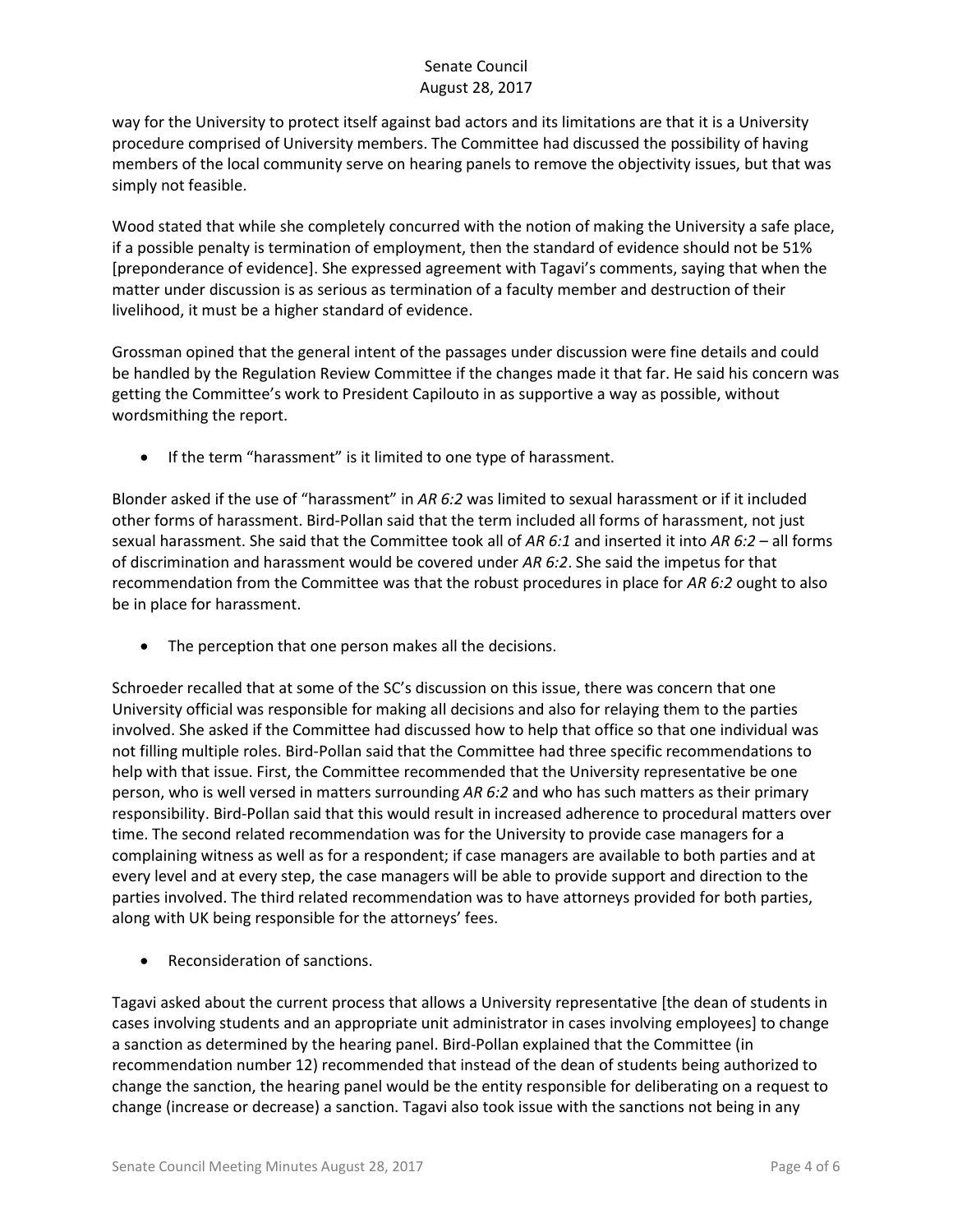way for the University to protect itself against bad actors and its limitations are that it is a University procedure comprised of University members. The Committee had discussed the possibility of having members of the local community serve on hearing panels to remove the objectivity issues, but that was simply not feasible.

Wood stated that while she completely concurred with the notion of making the University a safe place, if a possible penalty is termination of employment, then the standard of evidence should not be 51% [preponderance of evidence]. She expressed agreement with Tagavi's comments, saying that when the matter under discussion is as serious as termination of a faculty member and destruction of their livelihood, it must be a higher standard of evidence.

Grossman opined that the general intent of the passages under discussion were fine details and could be handled by the Regulation Review Committee if the changes made it that far. He said his concern was getting the Committee's work to President Capilouto in as supportive a way as possible, without wordsmithing the report.

- If the term "harassment" is it limited to one type of harassment.

Blonder asked if the use of "harassment" in *AR 6:2* was limited to sexual harassment or if it included other forms of harassment. Bird-Pollan said that the term included all forms of harassment, not just sexual harassment. She said that the Committee took all of *AR 6:1* and inserted it into *AR 6:2* – all forms of discrimination and harassment would be covered under *AR 6:2*. She said the impetus for that recommendation from the Committee was that the robust procedures in place for *AR 6:2* ought to also be in place for harassment.

- The perception that one person makes all the decisions.

Schroeder recalled that at some of the SC's discussion on this issue, there was concern that one University official was responsible for making all decisions and also for relaying them to the parties involved. She asked if the Committee had discussed how to help that office so that one individual was not filling multiple roles. Bird-Pollan said that the Committee had three specific recommendations to help with that issue. First, the Committee recommended that the University representative be one person, who is well versed in matters surrounding *AR 6:2* and who has such matters as their primary responsibility. Bird-Pollan said that this would result in increased adherence to procedural matters over time. The second related recommendation was for the University to provide case managers for a complaining witness as well as for a respondent; if case managers are available to both parties and at every level and at every step, the case managers will be able to provide support and direction to the parties involved. The third related recommendation was to have attorneys provided for both parties, along with UK being responsible for the attorneys' fees.

- Reconsideration of sanctions.

Tagavi asked about the current process that allows a University representative [the dean of students in cases involving students and an appropriate unit administrator in cases involving employees] to change a sanction as determined by the hearing panel. Bird-Pollan explained that the Committee (in recommendation number 12) recommended that instead of the dean of students being authorized to change the sanction, the hearing panel would be the entity responsible for deliberating on a request to change (increase or decrease) a sanction. Tagavi also took issue with the sanctions not being in any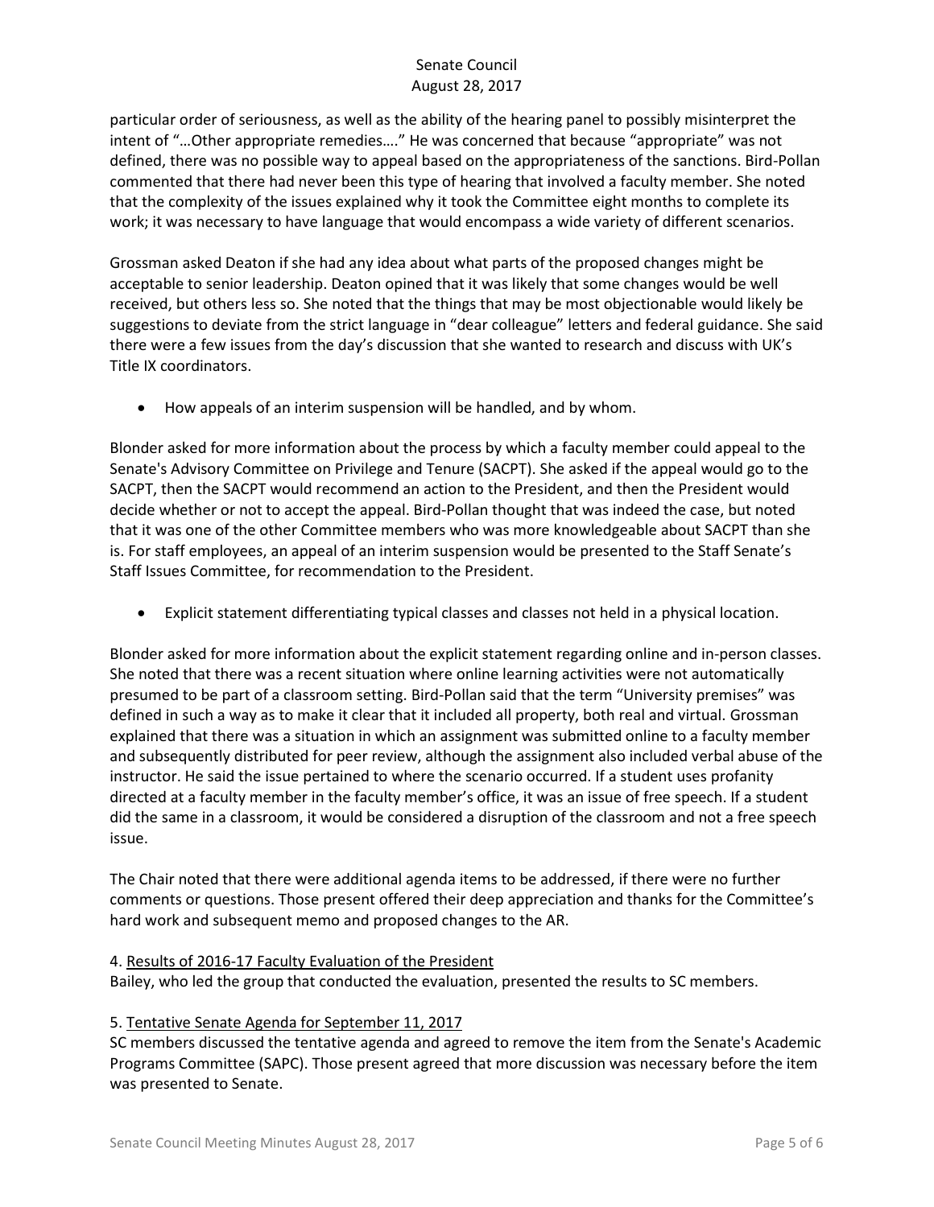particular order of seriousness, as well as the ability of the hearing panel to possibly misinterpret the intent of "…Other appropriate remedies…." He was concerned that because "appropriate" was not defined, there was no possible way to appeal based on the appropriateness of the sanctions. Bird-Pollan commented that there had never been this type of hearing that involved a faculty member. She noted that the complexity of the issues explained why it took the Committee eight months to complete its work; it was necessary to have language that would encompass a wide variety of different scenarios.

Grossman asked Deaton if she had any idea about what parts of the proposed changes might be acceptable to senior leadership. Deaton opined that it was likely that some changes would be well received, but others less so. She noted that the things that may be most objectionable would likely be suggestions to deviate from the strict language in "dear colleague" letters and federal guidance. She said there were a few issues from the day's discussion that she wanted to research and discuss with UK's Title IX coordinators.

- How appeals of an interim suspension will be handled, and by whom.

Blonder asked for more information about the process by which a faculty member could appeal to the Senate's Advisory Committee on Privilege and Tenure (SACPT). She asked if the appeal would go to the SACPT, then the SACPT would recommend an action to the President, and then the President would decide whether or not to accept the appeal. Bird-Pollan thought that was indeed the case, but noted that it was one of the other Committee members who was more knowledgeable about SACPT than she is. For staff employees, an appeal of an interim suspension would be presented to the Staff Senate's Staff Issues Committee, for recommendation to the President.

- Explicit statement differentiating typical classes and classes not held in a physical location.

Blonder asked for more information about the explicit statement regarding online and in-person classes. She noted that there was a recent situation where online learning activities were not automatically presumed to be part of a classroom setting. Bird-Pollan said that the term "University premises" was defined in such a way as to make it clear that it included all property, both real and virtual. Grossman explained that there was a situation in which an assignment was submitted online to a faculty member and subsequently distributed for peer review, although the assignment also included verbal abuse of the instructor. He said the issue pertained to where the scenario occurred. If a student uses profanity directed at a faculty member in the faculty member's office, it was an issue of free speech. If a student did the same in a classroom, it would be considered a disruption of the classroom and not a free speech issue.

The Chair noted that there were additional agenda items to be addressed, if there were no further comments or questions. Those present offered their deep appreciation and thanks for the Committee's hard work and subsequent memo and proposed changes to the AR.

4. <u>Results of 2016-17 Faculty Evaluation of the President</u>
Bailey, who led the group that conducted the evaluation, presented the results to SC members.

5. <u>Tentative Senate Agenda for September 11, 2017</u>
SC members discussed the tentative agenda and agreed to remove the item from the Senate's Academic Programs Committee (SAPC). Those present agreed that more discussion was necessary before the item was presented to Senate.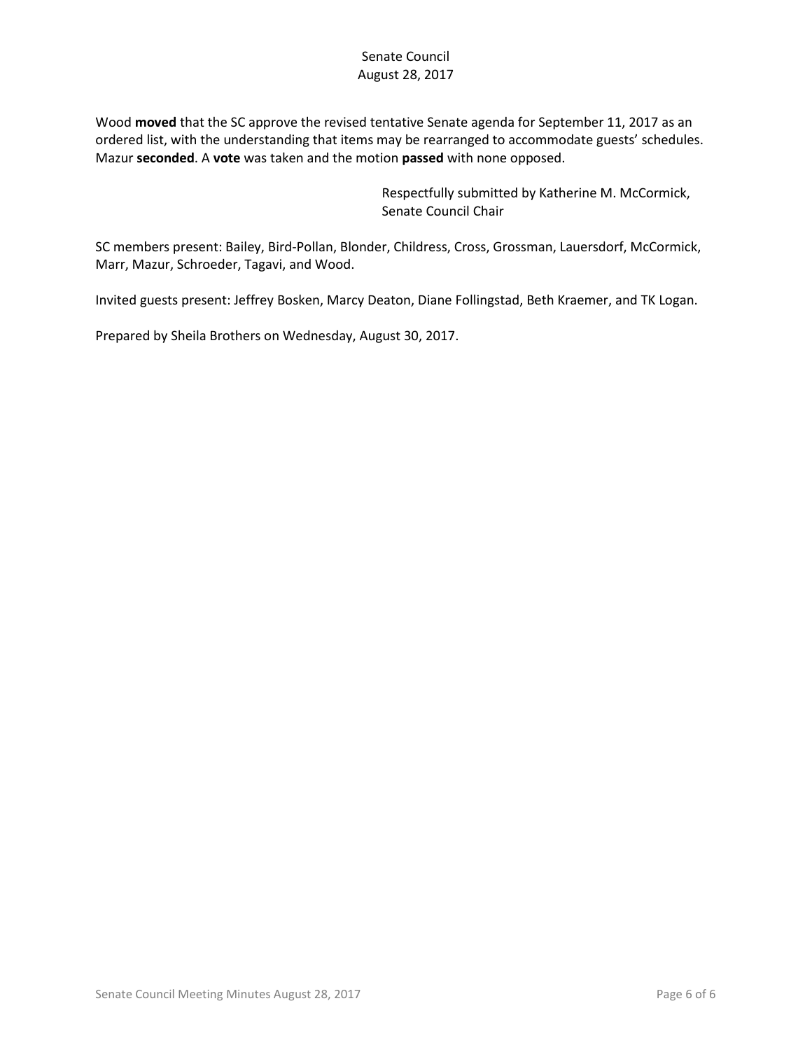Wood **moved** that the SC approve the revised tentative Senate agenda for September 11, 2017 as an ordered list, with the understanding that items may be rearranged to accommodate guests' schedules. Mazur **seconded**. A **vote** was taken and the motion **passed** with none opposed.

Respectfully submitted by Katherine M. McCormick,
Senate Council Chair

SC members present: Bailey, Bird-Pollan, Blonder, Childress, Cross, Grossman, Lauersdorf, McCormick, Marr, Mazur, Schroeder, Tagavi, and Wood.

Invited guests present: Jeffrey Bosken, Marcy Deaton, Diane Follingstad, Beth Kraemer, and TK Logan.

Prepared by Sheila Brothers on Wednesday, August 30, 2017.